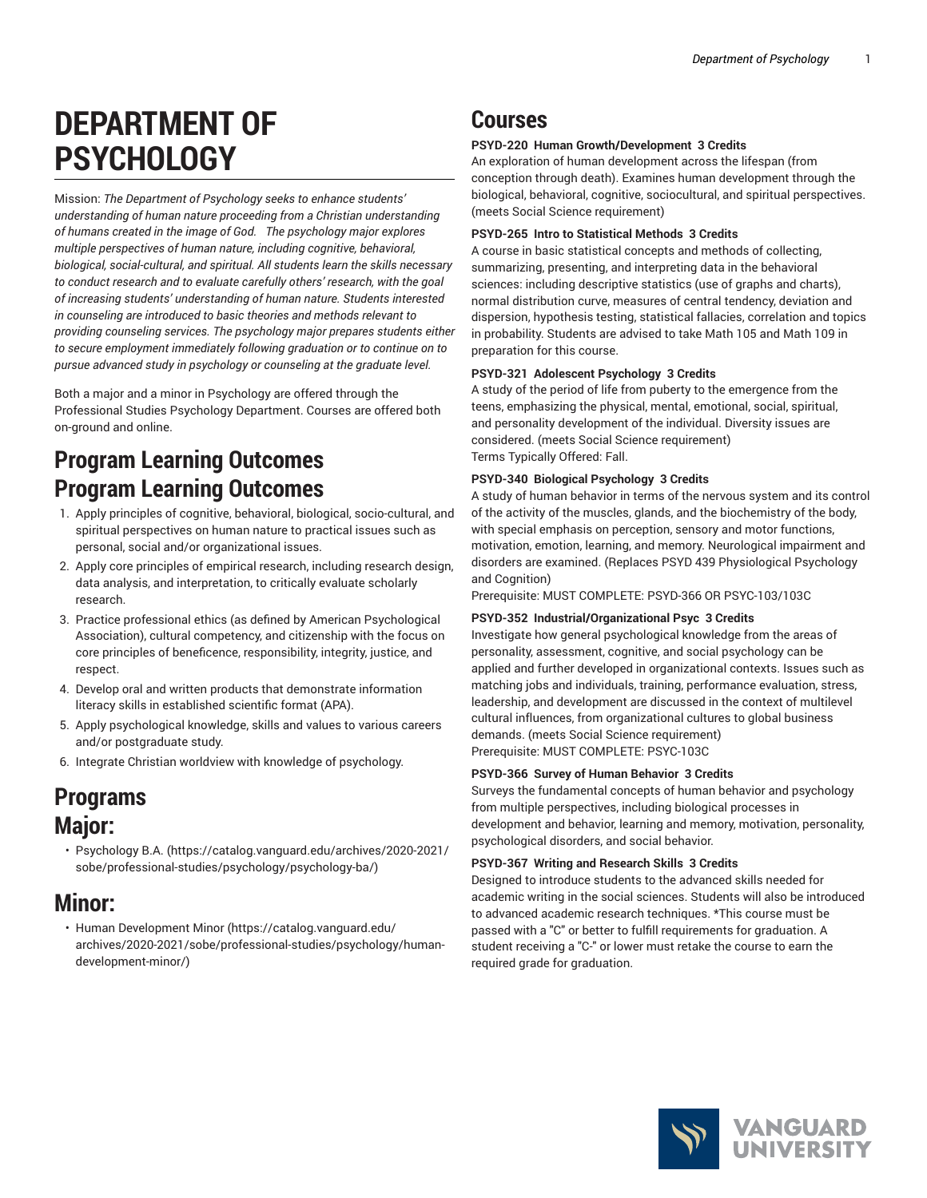# DEPARTMENT OF PSYCHOLOGY

Mission: *The Department of Psychology seeks to enhance students' understanding of human nature proceeding from a Christian understanding of humans created in the image of God. The psychology major explores multiple perspectives of human nature, including cognitive, behavioral, biological, social-cultural, and spiritual. All students learn the skills necessary to conduct research and to evaluate carefully others' research, with the goal of increasing students' understanding of human nature. Students interested in counseling are introduced to basic theories and methods relevant to providing counseling services. The psychology major prepares students either to secure employment immediately following graduation or to continue on to pursue advanced study in psychology or counseling at the graduate level.*

Both a major and a minor in Psychology are offered through the Professional Studies Psychology Department. Courses are offered both on-ground and online.

## Program Learning Outcomes

## Program Learning Outcomes

1. Apply principles of cognitive, behavioral, biological, socio-cultural, and spiritual perspectives on human nature to practical issues such as personal, social and/or organizational issues.
2. Apply core principles of empirical research, including research design, data analysis, and interpretation, to critically evaluate scholarly research.
3. Practice professional ethics (as defined by American Psychological Association), cultural competency, and citizenship with the focus on core principles of beneficence, responsibility, integrity, justice, and respect.
4. Develop oral and written products that demonstrate information literacy skills in established scientific format (APA).
5. Apply psychological knowledge, skills and values to various careers and/or postgraduate study.
6. Integrate Christian worldview with knowledge of psychology.

## Programs

## Major:

- Psychology B.A. (https://catalog.vanguard.edu/archives/2020-2021/sobe/professional-studies/psychology/psychology-ba/)

## Minor:

- Human Development Minor (https://catalog.vanguard.edu/archives/2020-2021/sobe/professional-studies/psychology/human-development-minor/)

## Courses

**PSYD-220 Human Growth/Development 3 Credits**
An exploration of human development across the lifespan (from conception through death). Examines human development through the biological, behavioral, cognitive, sociocultural, and spiritual perspectives. (meets Social Science requirement)

**PSYD-265 Intro to Statistical Methods 3 Credits**
A course in basic statistical concepts and methods of collecting, summarizing, presenting, and interpreting data in the behavioral sciences: including descriptive statistics (use of graphs and charts), normal distribution curve, measures of central tendency, deviation and dispersion, hypothesis testing, statistical fallacies, correlation and topics in probability. Students are advised to take Math 105 and Math 109 in preparation for this course.

**PSYD-321 Adolescent Psychology 3 Credits**
A study of the period of life from puberty to the emergence from the teens, emphasizing the physical, mental, emotional, social, spiritual, and personality development of the individual. Diversity issues are considered. (meets Social Science requirement)
Terms Typically Offered: Fall.

**PSYD-340 Biological Psychology 3 Credits**
A study of human behavior in terms of the nervous system and its control of the activity of the muscles, glands, and the biochemistry of the body, with special emphasis on perception, sensory and motor functions, motivation, emotion, learning, and memory. Neurological impairment and disorders are examined. (Replaces PSYD 439 Physiological Psychology and Cognition)
Prerequisite: MUST COMPLETE: PSYD-366 OR PSYC-103/103C

**PSYD-352 Industrial/Organizational Psyc 3 Credits**
Investigate how general psychological knowledge from the areas of personality, assessment, cognitive, and social psychology can be applied and further developed in organizational contexts. Issues such as matching jobs and individuals, training, performance evaluation, stress, leadership, and development are discussed in the context of multilevel cultural influences, from organizational cultures to global business demands. (meets Social Science requirement)
Prerequisite: MUST COMPLETE: PSYC-103C

**PSYD-366 Survey of Human Behavior 3 Credits**
Surveys the fundamental concepts of human behavior and psychology from multiple perspectives, including biological processes in development and behavior, learning and memory, motivation, personality, psychological disorders, and social behavior.

**PSYD-367 Writing and Research Skills 3 Credits**
Designed to introduce students to the advanced skills needed for academic writing in the social sciences. Students will also be introduced to advanced academic research techniques. *This course must be passed with a "C" or better to fulfill requirements for graduation. A student receiving a "C-" or lower must retake the course to earn the required grade for graduation.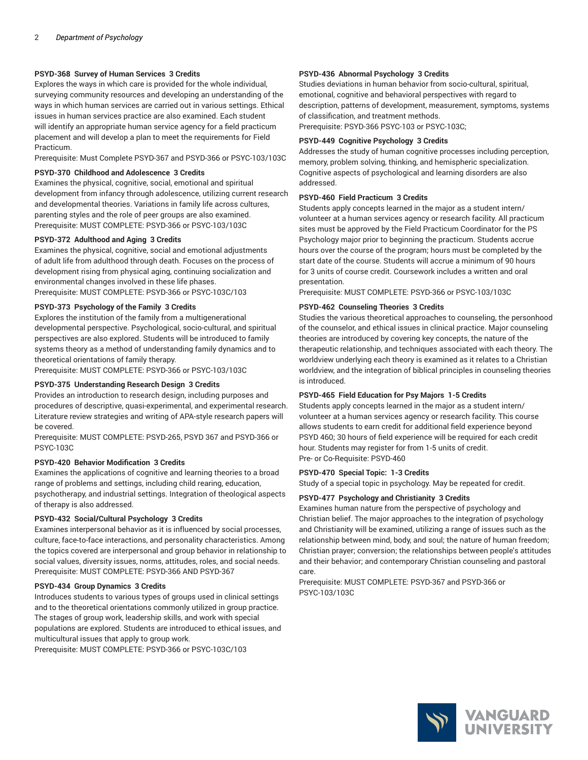**PSYD-368 Survey of Human Services 3 Credits**
Explores the ways in which care is provided for the whole individual, surveying community resources and developing an understanding of the ways in which human services are carried out in various settings. Ethical issues in human services practice are also examined. Each student will identify an appropriate human service agency for a field practicum placement and will develop a plan to meet the requirements for Field Practicum.
Prerequisite: Must Complete PSYD-367 and PSYD-366 or PSYC-103/103C

**PSYD-370 Childhood and Adolescence 3 Credits**
Examines the physical, cognitive, social, emotional and spiritual development from infancy through adolescence, utilizing current research and developmental theories. Variations in family life across cultures, parenting styles and the role of peer groups are also examined.
Prerequisite: MUST COMPLETE: PSYD-366 or PSYC-103/103C

**PSYD-372 Adulthood and Aging 3 Credits**
Examines the physical, cognitive, social and emotional adjustments of adult life from adulthood through death. Focuses on the process of development rising from physical aging, continuing socialization and environmental changes involved in these life phases.
Prerequisite: MUST COMPLETE: PSYD-366 or PSYC-103C/103

**PSYD-373 Psychology of the Family 3 Credits**
Explores the institution of the family from a multigenerational developmental perspective. Psychological, socio-cultural, and spiritual perspectives are also explored. Students will be introduced to family systems theory as a method of understanding family dynamics and to theoretical orientations of family therapy.
Prerequisite: MUST COMPLETE: PSYD-366 or PSYC-103/103C

**PSYD-375 Understanding Research Design 3 Credits**
Provides an introduction to research design, including purposes and procedures of descriptive, quasi-experimental, and experimental research. Literature review strategies and writing of APA-style research papers will be covered.
Prerequisite: MUST COMPLETE: PSYD-265, PSYD 367 and PSYD-366 or PSYC-103C

**PSYD-420 Behavior Modification 3 Credits**
Examines the applications of cognitive and learning theories to a broad range of problems and settings, including child rearing, education, psychotherapy, and industrial settings. Integration of theological aspects of therapy is also addressed.

**PSYD-432 Social/Cultural Psychology 3 Credits**
Examines interpersonal behavior as it is influenced by social processes, culture, face-to-face interactions, and personality characteristics. Among the topics covered are interpersonal and group behavior in relationship to social values, diversity issues, norms, attitudes, roles, and social needs.
Prerequisite: MUST COMPLETE: PSYD-366 AND PSYD-367

**PSYD-434 Group Dynamics 3 Credits**
Introduces students to various types of groups used in clinical settings and to the theoretical orientations commonly utilized in group practice. The stages of group work, leadership skills, and work with special populations are explored. Students are introduced to ethical issues, and multicultural issues that apply to group work.
Prerequisite: MUST COMPLETE: PSYD-366 or PSYC-103C/103

**PSYD-436 Abnormal Psychology 3 Credits**
Studies deviations in human behavior from socio-cultural, spiritual, emotional, cognitive and behavioral perspectives with regard to description, patterns of development, measurement, symptoms, systems of classification, and treatment methods.
Prerequisite: PSYD-366 PSYC-103 or PSYC-103C;

**PSYD-449 Cognitive Psychology 3 Credits**
Addresses the study of human cognitive processes including perception, memory, problem solving, thinking, and hemispheric specialization. Cognitive aspects of psychological and learning disorders are also addressed.

**PSYD-460 Field Practicum 3 Credits**
Students apply concepts learned in the major as a student intern/volunteer at a human services agency or research facility. All practicum sites must be approved by the Field Practicum Coordinator for the PS Psychology major prior to beginning the practicum. Students accrue hours over the course of the program; hours must be completed by the start date of the course. Students will accrue a minimum of 90 hours for 3 units of course credit. Coursework includes a written and oral presentation.
Prerequisite: MUST COMPLETE: PSYD-366 or PSYC-103/103C

**PSYD-462 Counseling Theories 3 Credits**
Studies the various theoretical approaches to counseling, the personhood of the counselor, and ethical issues in clinical practice. Major counseling theories are introduced by covering key concepts, the nature of the therapeutic relationship, and techniques associated with each theory. The worldview underlying each theory is examined as it relates to a Christian worldview, and the integration of biblical principles in counseling theories is introduced.

**PSYD-465 Field Education for Psy Majors 1-5 Credits**
Students apply concepts learned in the major as a student intern/volunteer at a human services agency or research facility. This course allows students to earn credit for additional field experience beyond PSYD 460; 30 hours of field experience will be required for each credit hour. Students may register for from 1-5 units of credit.
Pre- or Co-Requisite: PSYD-460

**PSYD-470 Special Topic: 1-3 Credits**
Study of a special topic in psychology. May be repeated for credit.

**PSYD-477 Psychology and Christianity 3 Credits**
Examines human nature from the perspective of psychology and Christian belief. The major approaches to the integration of psychology and Christianity will be examined, utilizing a range of issues such as the relationship between mind, body, and soul; the nature of human freedom; Christian prayer; conversion; the relationships between people's attitudes and their behavior; and contemporary Christian counseling and pastoral care.
Prerequisite: MUST COMPLETE: PSYD-367 and PSYD-366 or PSYC-103/103C